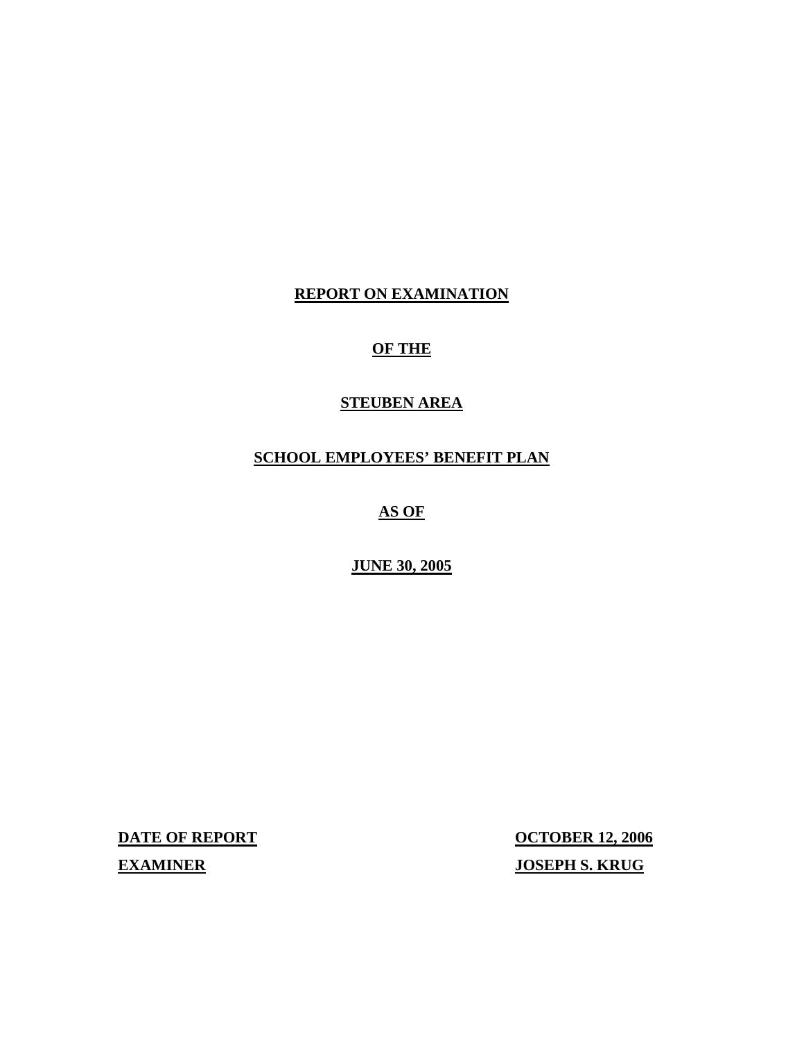**REPORT ON EXAMINATION**

**OF THE**

**STEUBEN AREA**

**SCHOOL EMPLOYEES' BENEFIT PLAN**

**AS OF**

**JUNE 30, 2005**

| | |
|---|---|
| **DATE OF REPORT** | **OCTOBER 12, 2006** |
| **EXAMINER** | **JOSEPH S. KRUG** |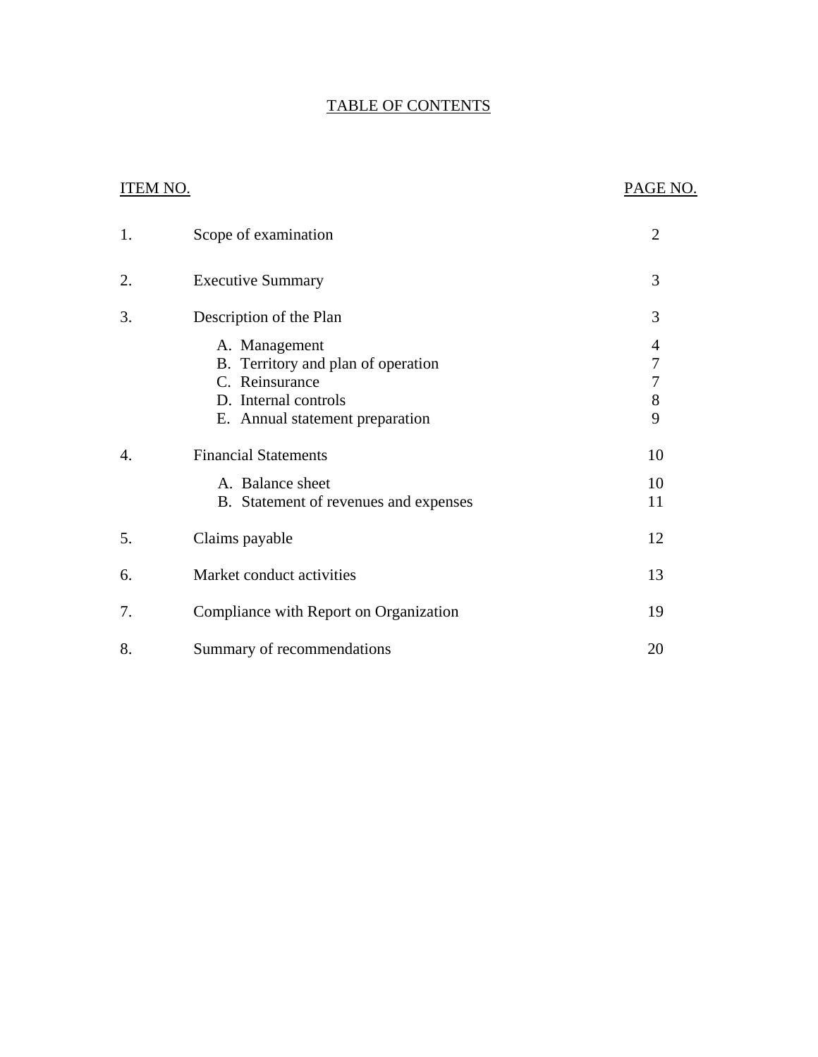# TABLE OF CONTENTS

| ITEM NO. | | PAGE NO. |
|---|---|---|
| 1. | Scope of examination | 2 |
| 2. | Executive Summary | 3 |
| 3. | Description of the Plan | 3 |
| | A. Management | 4 |
| | B. Territory and plan of operation | 7 |
| | C. Reinsurance | 7 |
| | D. Internal controls | 8 |
| | E. Annual statement preparation | 9 |
| 4. | Financial Statements | 10 |
| | A. Balance sheet | 10 |
| | B. Statement of revenues and expenses | 11 |
| 5. | Claims payable | 12 |
| 6. | Market conduct activities | 13 |
| 7. | Compliance with Report on Organization | 19 |
| 8. | Summary of recommendations | 20 |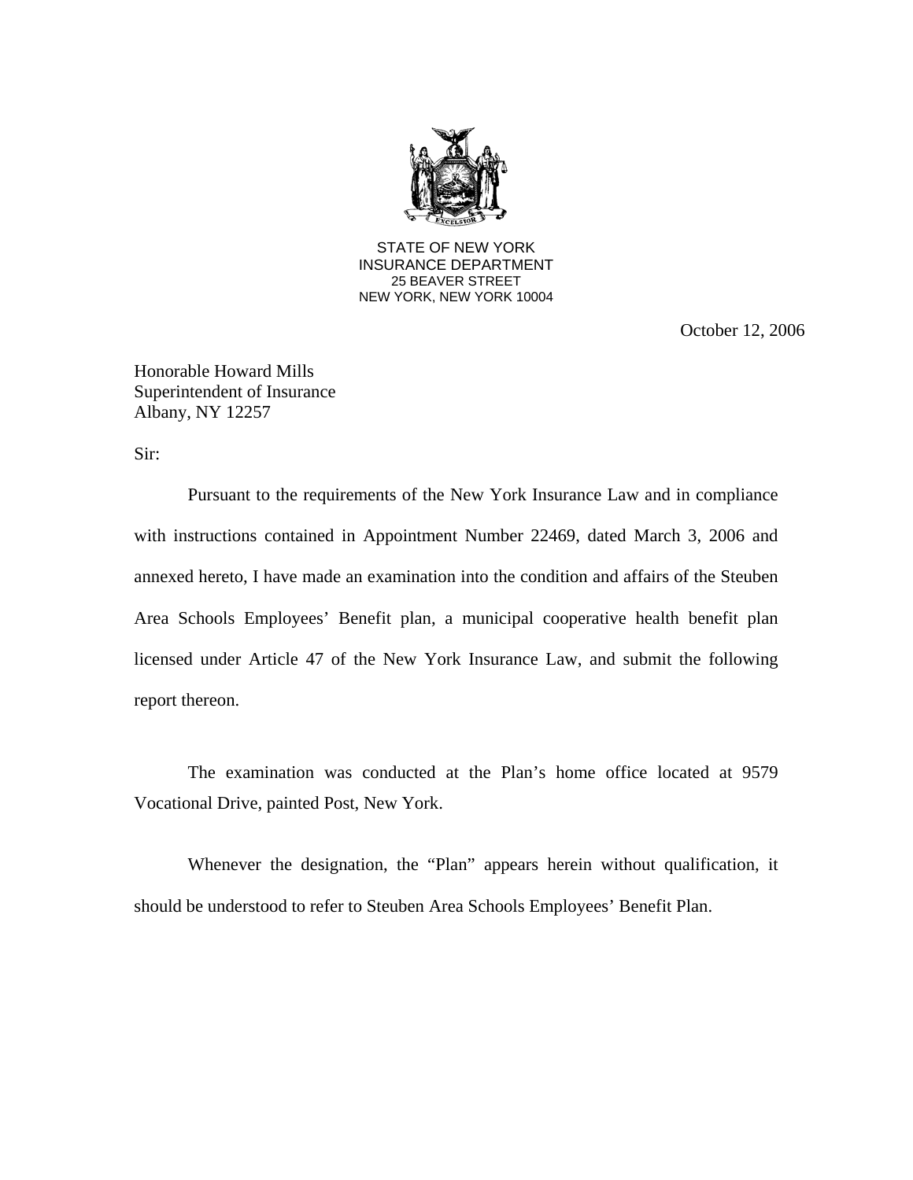STATE OF NEW YORK
INSURANCE DEPARTMENT
25 BEAVER STREET
NEW YORK, NEW YORK 10004

October 12, 2006

Honorable Howard Mills
Superintendent of Insurance
Albany, NY 12257

Sir:

Pursuant to the requirements of the New York Insurance Law and in compliance with instructions contained in Appointment Number 22469, dated March 3, 2006 and annexed hereto, I have made an examination into the condition and affairs of the Steuben Area Schools Employees' Benefit plan, a municipal cooperative health benefit plan licensed under Article 47 of the New York Insurance Law, and submit the following report thereon.

The examination was conducted at the Plan's home office located at 9579 Vocational Drive, painted Post, New York.

Whenever the designation, the "Plan" appears herein without qualification, it should be understood to refer to Steuben Area Schools Employees' Benefit Plan.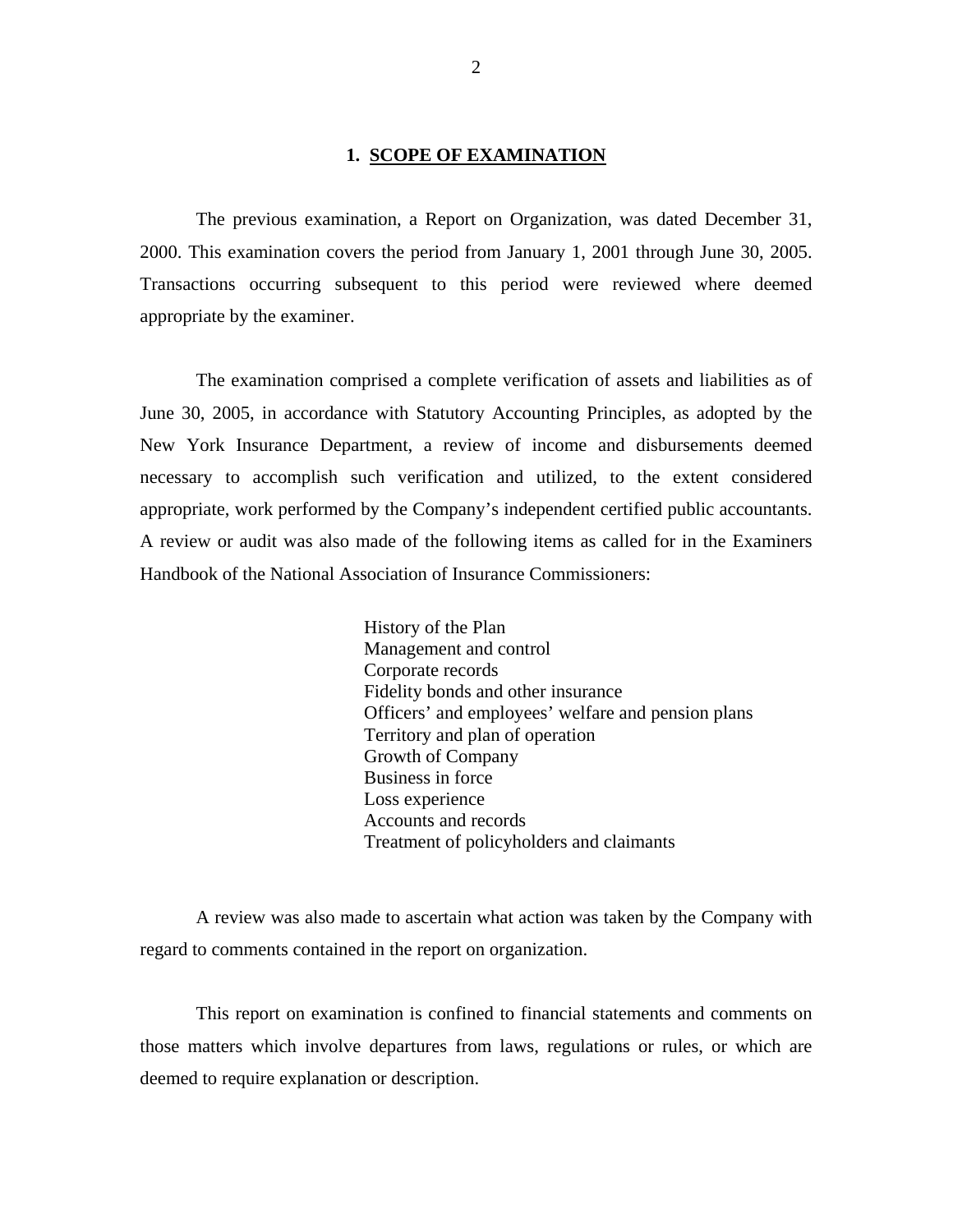## 1. SCOPE OF EXAMINATION

The previous examination, a Report on Organization, was dated December 31, 2000. This examination covers the period from January 1, 2001 through June 30, 2005. Transactions occurring subsequent to this period were reviewed where deemed appropriate by the examiner.

The examination comprised a complete verification of assets and liabilities as of June 30, 2005, in accordance with Statutory Accounting Principles, as adopted by the New York Insurance Department, a review of income and disbursements deemed necessary to accomplish such verification and utilized, to the extent considered appropriate, work performed by the Company's independent certified public accountants. A review or audit was also made of the following items as called for in the Examiners Handbook of the National Association of Insurance Commissioners:

- History of the Plan
- Management and control
- Corporate records
- Fidelity bonds and other insurance
- Officers' and employees' welfare and pension plans
- Territory and plan of operation
- Growth of Company
- Business in force
- Loss experience
- Accounts and records
- Treatment of policyholders and claimants

A review was also made to ascertain what action was taken by the Company with regard to comments contained in the report on organization.

This report on examination is confined to financial statements and comments on those matters which involve departures from laws, regulations or rules, or which are deemed to require explanation or description.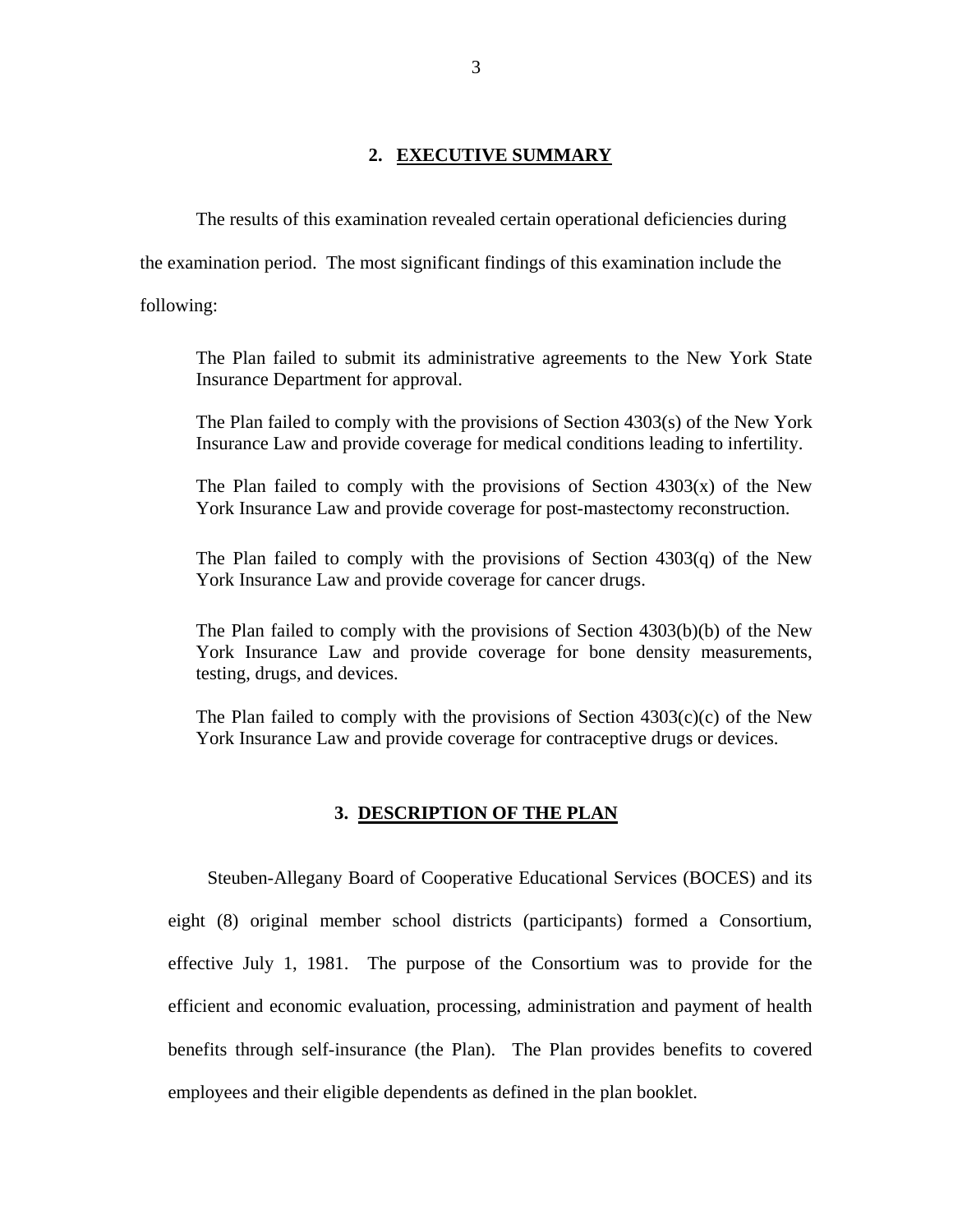## 2. EXECUTIVE SUMMARY

The results of this examination revealed certain operational deficiencies during the examination period. The most significant findings of this examination include the following:

> The Plan failed to submit its administrative agreements to the New York State Insurance Department for approval.
>
> The Plan failed to comply with the provisions of Section 4303(s) of the New York Insurance Law and provide coverage for medical conditions leading to infertility.
>
> The Plan failed to comply with the provisions of Section 4303(x) of the New York Insurance Law and provide coverage for post-mastectomy reconstruction.
>
> The Plan failed to comply with the provisions of Section 4303(q) of the New York Insurance Law and provide coverage for cancer drugs.
>
> The Plan failed to comply with the provisions of Section 4303(b)(b) of the New York Insurance Law and provide coverage for bone density measurements, testing, drugs, and devices.
>
> The Plan failed to comply with the provisions of Section 4303(c)(c) of the New York Insurance Law and provide coverage for contraceptive drugs or devices.

## 3. DESCRIPTION OF THE PLAN

Steuben-Allegany Board of Cooperative Educational Services (BOCES) and its eight (8) original member school districts (participants) formed a Consortium, effective July 1, 1981. The purpose of the Consortium was to provide for the efficient and economic evaluation, processing, administration and payment of health benefits through self-insurance (the Plan). The Plan provides benefits to covered employees and their eligible dependents as defined in the plan booklet.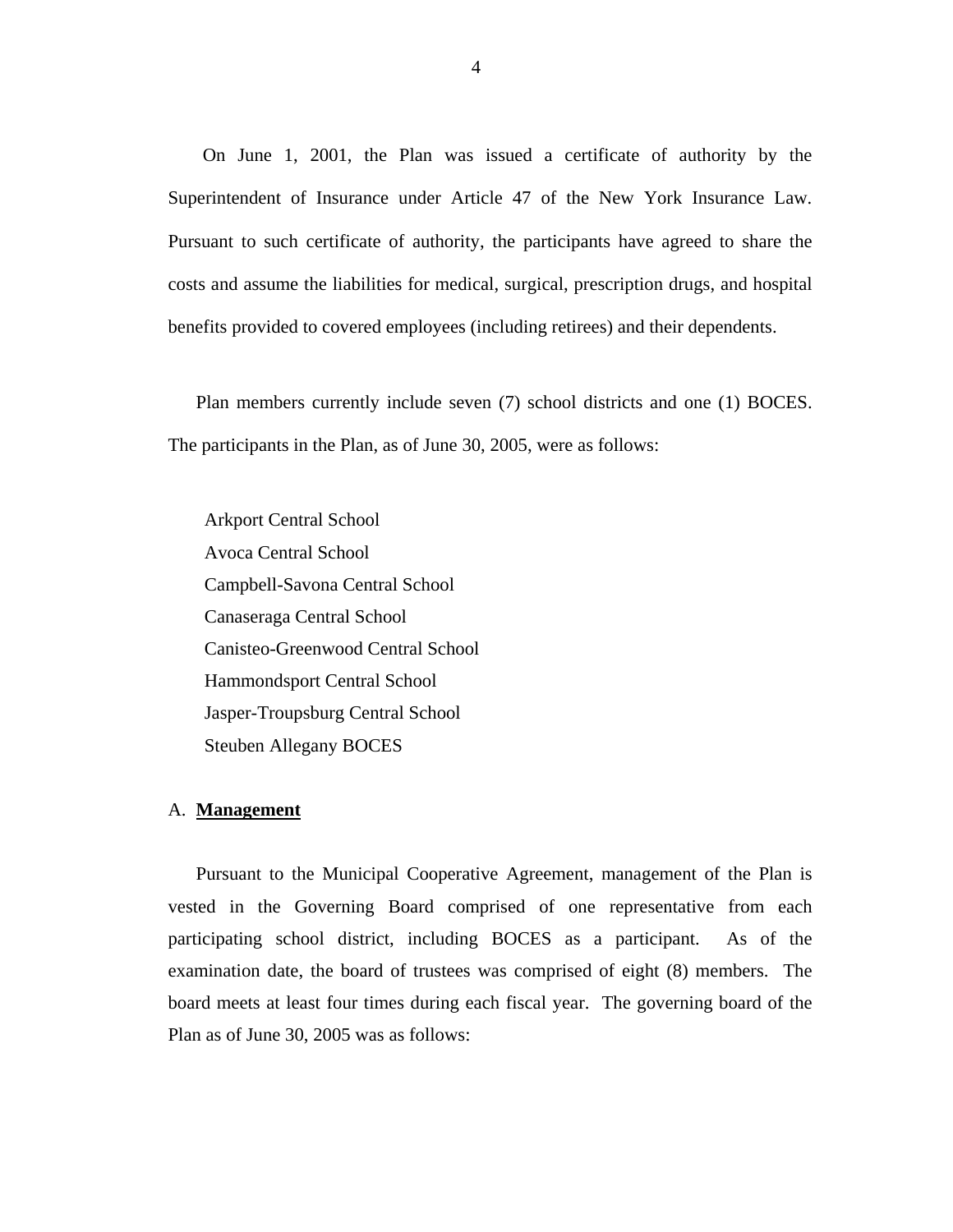On June 1, 2001, the Plan was issued a certificate of authority by the Superintendent of Insurance under Article 47 of the New York Insurance Law. Pursuant to such certificate of authority, the participants have agreed to share the costs and assume the liabilities for medical, surgical, prescription drugs, and hospital benefits provided to covered employees (including retirees) and their dependents.

Plan members currently include seven (7) school districts and one (1) BOCES. The participants in the Plan, as of June 30, 2005, were as follows:

Arkport Central School
Avoca Central School
Campbell-Savona Central School
Canaseraga Central School
Canisteo-Greenwood Central School
Hammondsport Central School
Jasper-Troupsburg Central School
Steuben Allegany BOCES

## A. **Management**

Pursuant to the Municipal Cooperative Agreement, management of the Plan is vested in the Governing Board comprised of one representative from each participating school district, including BOCES as a participant. As of the examination date, the board of trustees was comprised of eight (8) members. The board meets at least four times during each fiscal year. The governing board of the Plan as of June 30, 2005 was as follows: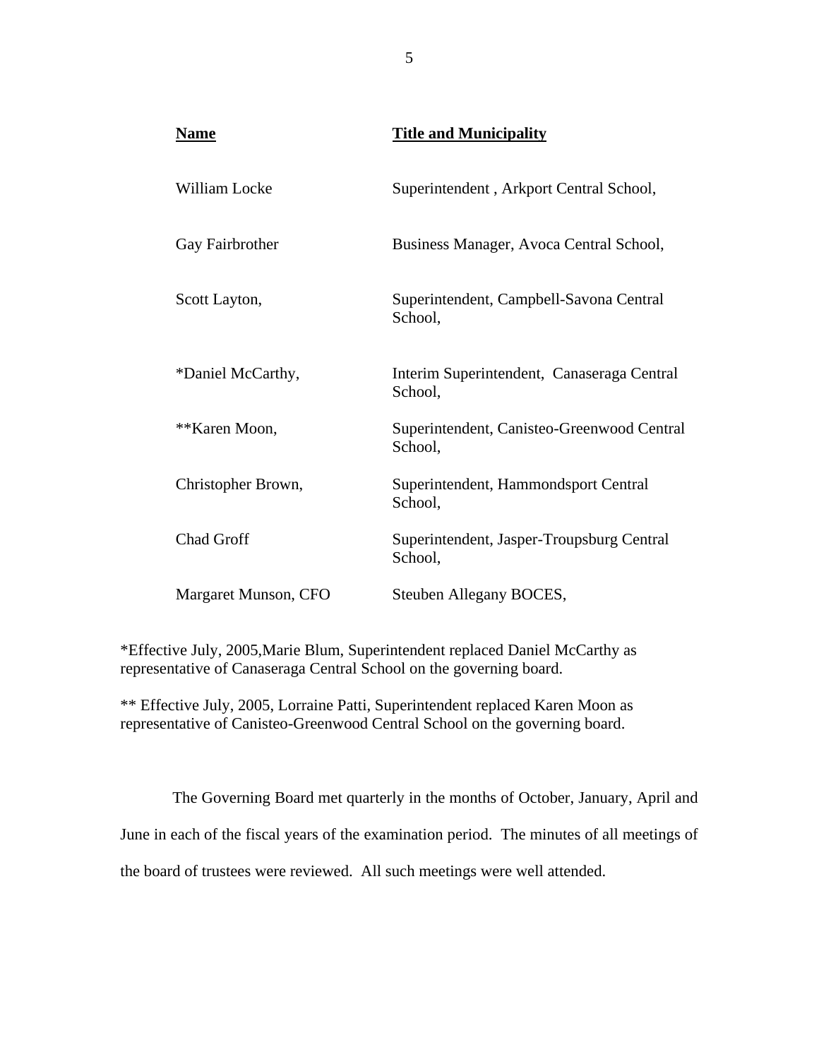| **Name** | **Title and Municipality** |
|---|---|
| William Locke | Superintendent , Arkport Central School, |
| Gay Fairbrother | Business Manager, Avoca Central School, |
| Scott Layton, | Superintendent, Campbell-Savona Central School, |
| *Daniel McCarthy, | Interim Superintendent, Canaseraga Central School, |
| **Karen Moon, | Superintendent, Canisteo-Greenwood Central School, |
| Christopher Brown, | Superintendent, Hammondsport Central School, |
| Chad Groff | Superintendent, Jasper-Troupsburg Central School, |
| Margaret Munson, CFO | Steuben Allegany BOCES, |

*Effective July, 2005,Marie Blum, Superintendent replaced Daniel McCarthy as representative of Canaseraga Central School on the governing board.

** Effective July, 2005, Lorraine Patti, Superintendent replaced Karen Moon as representative of Canisteo-Greenwood Central School on the governing board.

The Governing Board met quarterly in the months of October, January, April and June in each of the fiscal years of the examination period. The minutes of all meetings of the board of trustees were reviewed. All such meetings were well attended.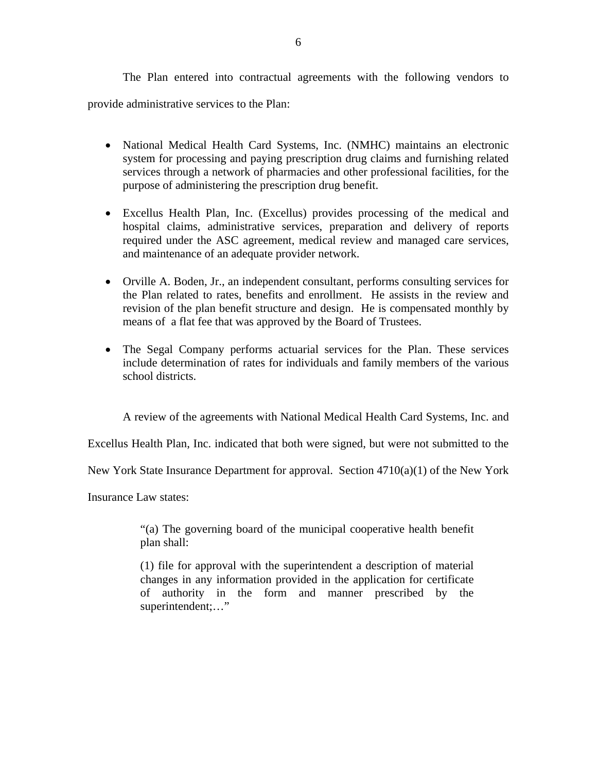The Plan entered into contractual agreements with the following vendors to provide administrative services to the Plan:

- National Medical Health Card Systems, Inc. (NMHC) maintains an electronic system for processing and paying prescription drug claims and furnishing related services through a network of pharmacies and other professional facilities, for the purpose of administering the prescription drug benefit.

- Excellus Health Plan, Inc. (Excellus) provides processing of the medical and hospital claims, administrative services, preparation and delivery of reports required under the ASC agreement, medical review and managed care services, and maintenance of an adequate provider network.

- Orville A. Boden, Jr., an independent consultant, performs consulting services for the Plan related to rates, benefits and enrollment. He assists in the review and revision of the plan benefit structure and design. He is compensated monthly by means of a flat fee that was approved by the Board of Trustees.

- The Segal Company performs actuarial services for the Plan. These services include determination of rates for individuals and family members of the various school districts.

A review of the agreements with National Medical Health Card Systems, Inc. and Excellus Health Plan, Inc. indicated that both were signed, but were not submitted to the New York State Insurance Department for approval. Section 4710(a)(1) of the New York Insurance Law states:

> "(a) The governing board of the municipal cooperative health benefit plan shall:
>
> (1) file for approval with the superintendent a description of material changes in any information provided in the application for certificate of authority in the form and manner prescribed by the superintendent;…"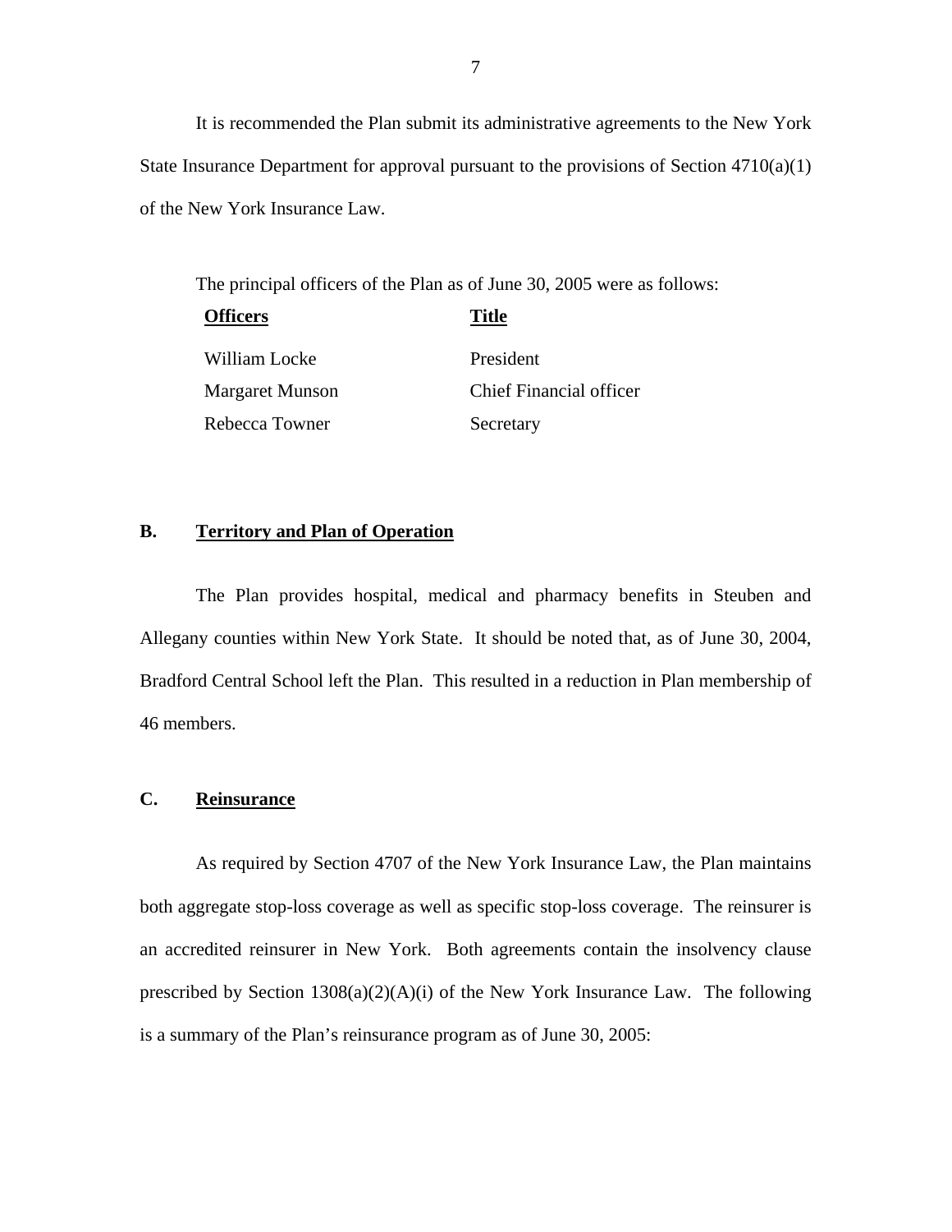It is recommended the Plan submit its administrative agreements to the New York State Insurance Department for approval pursuant to the provisions of Section 4710(a)(1) of the New York Insurance Law.

The principal officers of the Plan as of June 30, 2005 were as follows:

| **Officers** | **Title** |
|---|---|
| William Locke | President |
| Margaret Munson | Chief Financial officer |
| Rebecca Towner | Secretary |

## B. Territory and Plan of Operation

The Plan provides hospital, medical and pharmacy benefits in Steuben and Allegany counties within New York State. It should be noted that, as of June 30, 2004, Bradford Central School left the Plan. This resulted in a reduction in Plan membership of 46 members.

## C. Reinsurance

As required by Section 4707 of the New York Insurance Law, the Plan maintains both aggregate stop-loss coverage as well as specific stop-loss coverage. The reinsurer is an accredited reinsurer in New York. Both agreements contain the insolvency clause prescribed by Section 1308(a)(2)(A)(i) of the New York Insurance Law. The following is a summary of the Plan's reinsurance program as of June 30, 2005: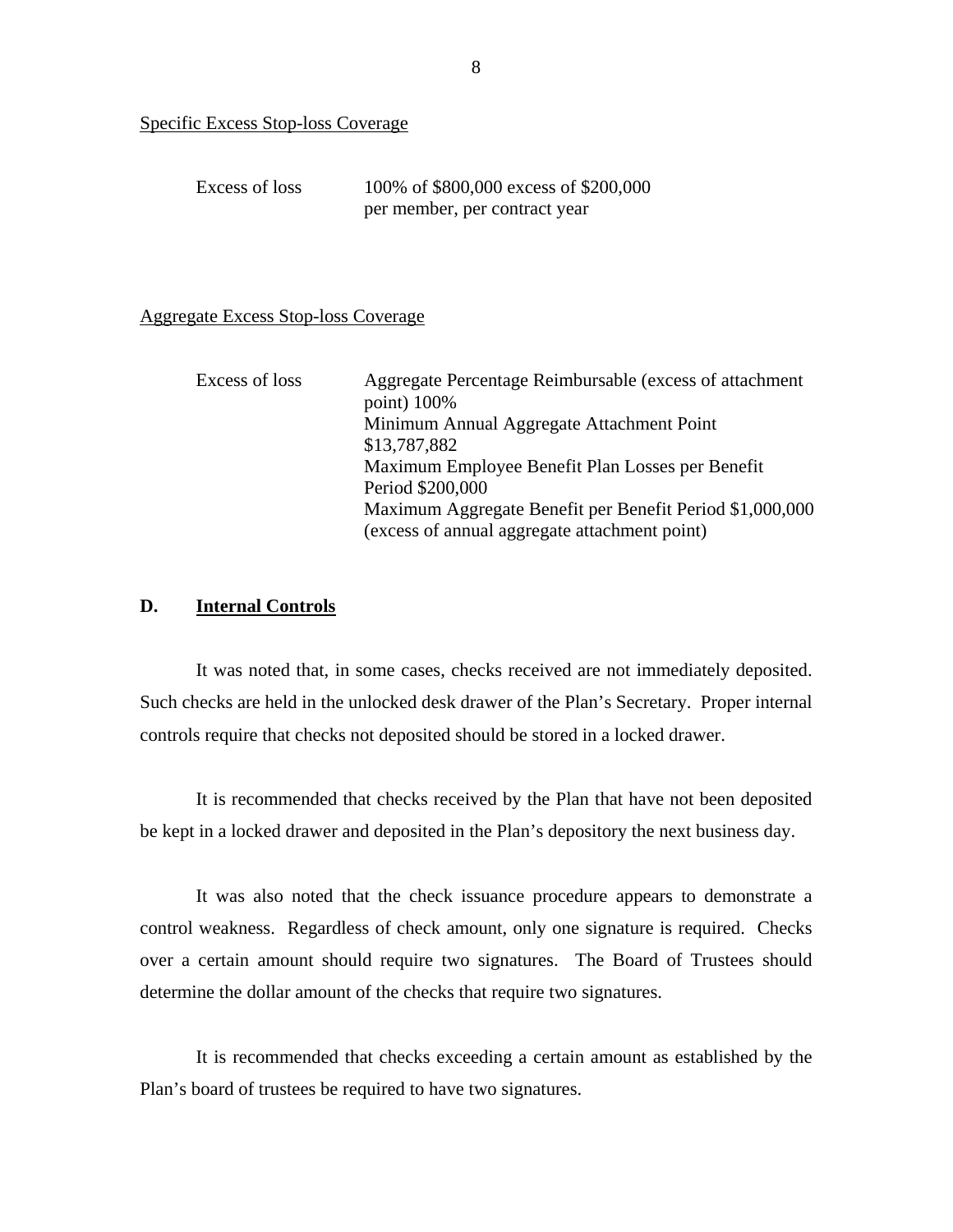Specific Excess Stop-loss Coverage

| | |
|---|---|
| Excess of loss | 100% of $800,000 excess of $200,000 per member, per contract year |

Aggregate Excess Stop-loss Coverage

| | |
|---|---|
| Excess of loss | Aggregate Percentage Reimbursable (excess of attachment point) 100%<br>Minimum Annual Aggregate Attachment Point $13,787,882<br>Maximum Employee Benefit Plan Losses per Benefit Period $200,000<br>Maximum Aggregate Benefit per Benefit Period $1,000,000 (excess of annual aggregate attachment point) |

## D. Internal Controls

It was noted that, in some cases, checks received are not immediately deposited. Such checks are held in the unlocked desk drawer of the Plan's Secretary. Proper internal controls require that checks not deposited should be stored in a locked drawer.

It is recommended that checks received by the Plan that have not been deposited be kept in a locked drawer and deposited in the Plan's depository the next business day.

It was also noted that the check issuance procedure appears to demonstrate a control weakness. Regardless of check amount, only one signature is required. Checks over a certain amount should require two signatures. The Board of Trustees should determine the dollar amount of the checks that require two signatures.

It is recommended that checks exceeding a certain amount as established by the Plan's board of trustees be required to have two signatures.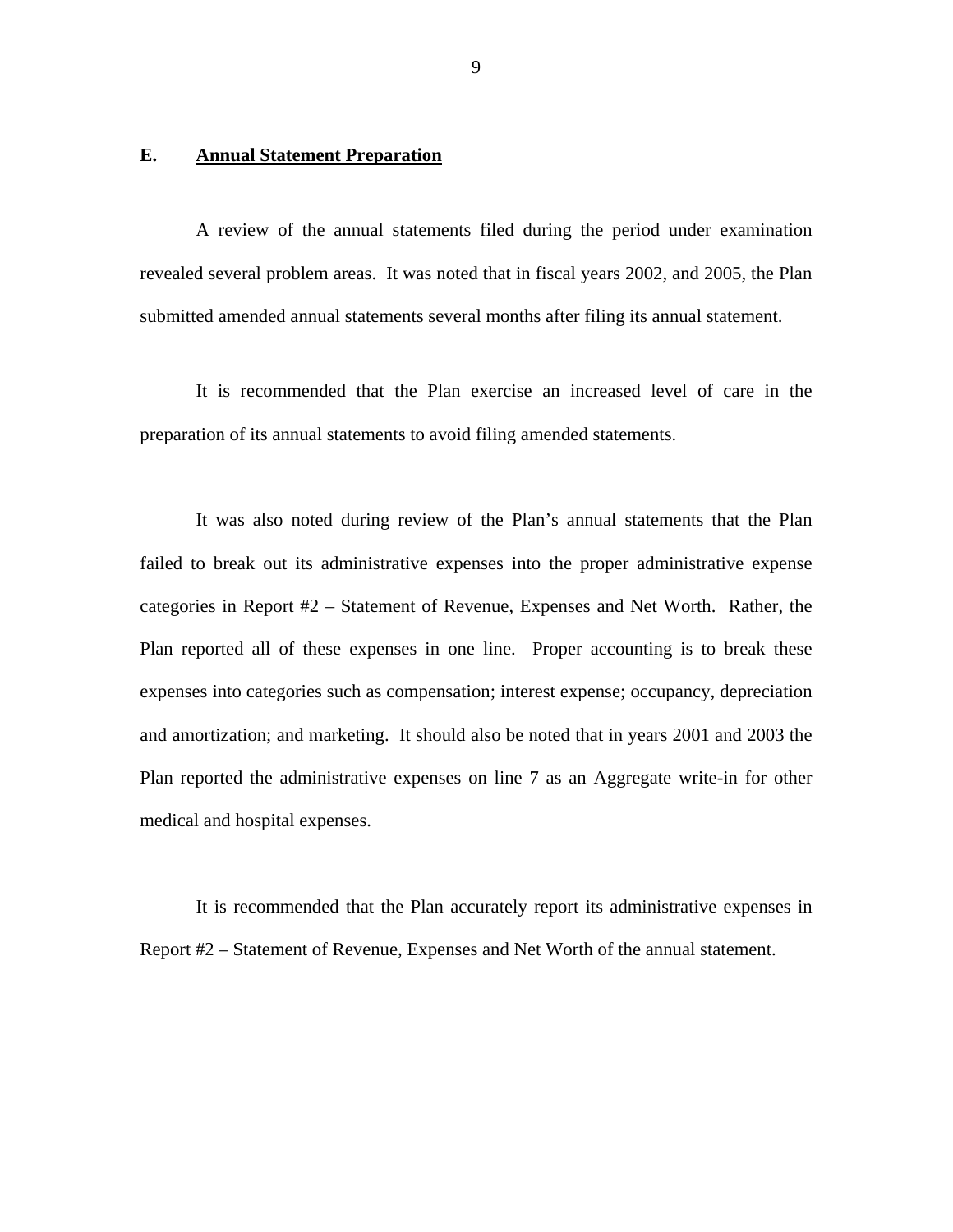## E. Annual Statement Preparation

A review of the annual statements filed during the period under examination revealed several problem areas. It was noted that in fiscal years 2002, and 2005, the Plan submitted amended annual statements several months after filing its annual statement.

It is recommended that the Plan exercise an increased level of care in the preparation of its annual statements to avoid filing amended statements.

It was also noted during review of the Plan's annual statements that the Plan failed to break out its administrative expenses into the proper administrative expense categories in Report #2 – Statement of Revenue, Expenses and Net Worth. Rather, the Plan reported all of these expenses in one line. Proper accounting is to break these expenses into categories such as compensation; interest expense; occupancy, depreciation and amortization; and marketing. It should also be noted that in years 2001 and 2003 the Plan reported the administrative expenses on line 7 as an Aggregate write-in for other medical and hospital expenses.

It is recommended that the Plan accurately report its administrative expenses in Report #2 – Statement of Revenue, Expenses and Net Worth of the annual statement.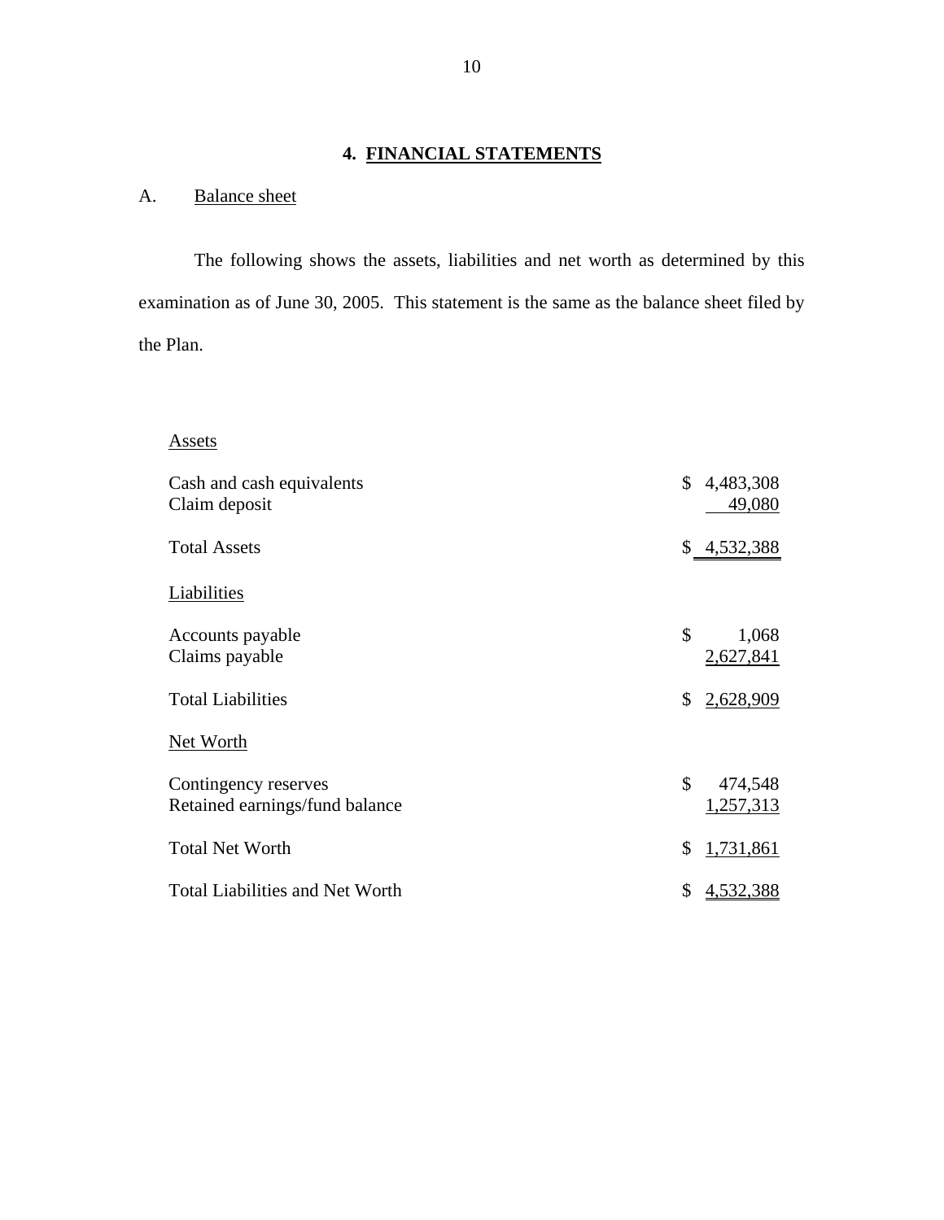## 4. FINANCIAL STATEMENTS

### A. Balance sheet

The following shows the assets, liabilities and net worth as determined by this examination as of June 30, 2005. This statement is the same as the balance sheet filed by the Plan.

| | |
|---|---|
| **Assets** | |
| Cash and cash equivalents | $ 4,483,308 |
| Claim deposit | 49,080 |
| Total Assets | $ 4,532,388 |
| **Liabilities** | |
| Accounts payable | $ 1,068 |
| Claims payable | 2,627,841 |
| Total Liabilities | $ 2,628,909 |
| **Net Worth** | |
| Contingency reserves | $ 474,548 |
| Retained earnings/fund balance | 1,257,313 |
| Total Net Worth | $ 1,731,861 |
| Total Liabilities and Net Worth | $ 4,532,388 |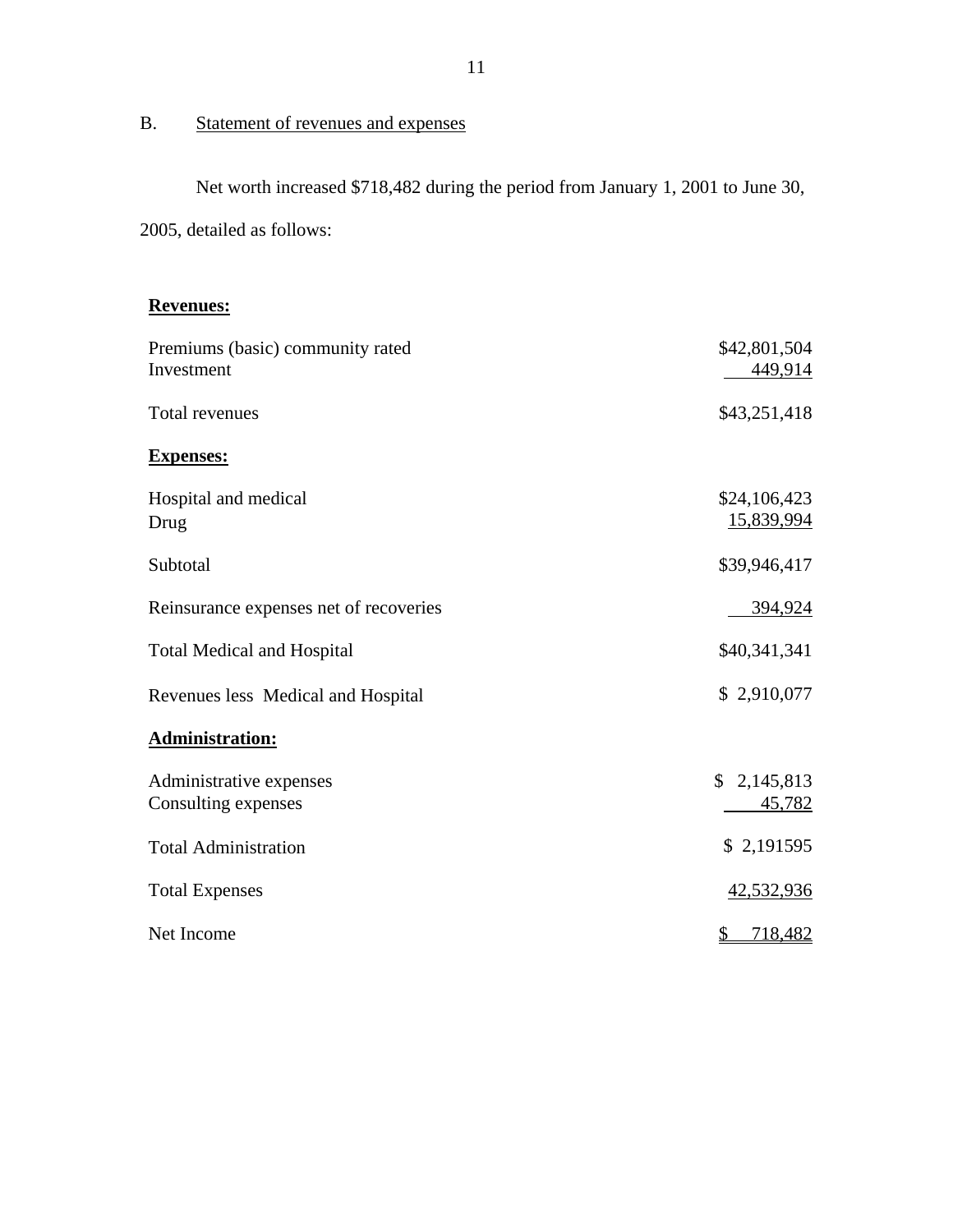B. Statement of revenues and expenses

Net worth increased $718,482 during the period from January 1, 2001 to June 30, 2005, detailed as follows:

| | |
|---|---|
| **Revenues:** | |
| Premiums (basic) community rated | $42,801,504 |
| Investment | 449,914 |
| Total revenues | $43,251,418 |
| **Expenses:** | |
| Hospital and medical | $24,106,423 |
| Drug | 15,839,994 |
| Subtotal | $39,946,417 |
| Reinsurance expenses net of recoveries | 394,924 |
| Total Medical and Hospital | $40,341,341 |
| Revenues less Medical and Hospital | $ 2,910,077 |
| **Administration:** | |
| Administrative expenses | $ 2,145,813 |
| Consulting expenses | 45,782 |
| Total Administration | $ 2,191595 |
| Total Expenses | 42,532,936 |
| Net Income | $ 718,482 |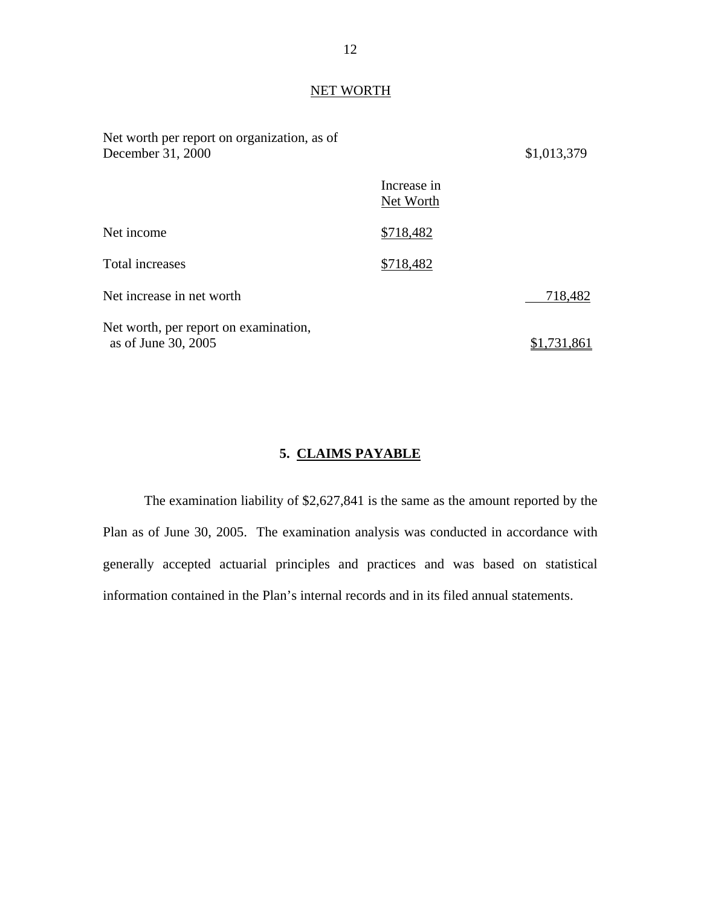NET WORTH

| | | |
|---|---|---|
| Net worth per report on organization, as of December 31, 2000 | | $1,013,379 |
| | Increase in Net Worth | |
| Net income | $718,482 | |
| Total increases | $718,482 | |
| Net increase in net worth | | 718,482 |
| Net worth, per report on examination, as of June 30, 2005 | | $1,731,861 |

## 5. CLAIMS PAYABLE

The examination liability of $2,627,841 is the same as the amount reported by the Plan as of June 30, 2005. The examination analysis was conducted in accordance with generally accepted actuarial principles and practices and was based on statistical information contained in the Plan's internal records and in its filed annual statements.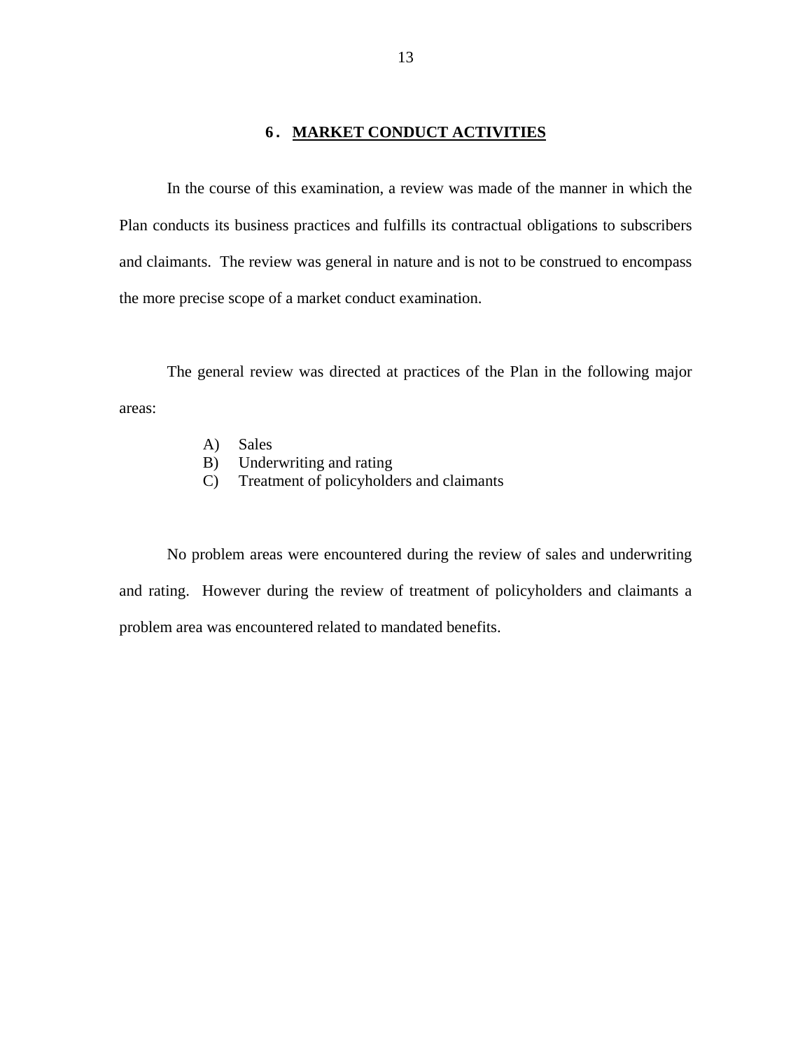## 6. MARKET CONDUCT ACTIVITIES

In the course of this examination, a review was made of the manner in which the Plan conducts its business practices and fulfills its contractual obligations to subscribers and claimants. The review was general in nature and is not to be construed to encompass the more precise scope of a market conduct examination.

The general review was directed at practices of the Plan in the following major areas:

A) Sales
B) Underwriting and rating
C) Treatment of policyholders and claimants

No problem areas were encountered during the review of sales and underwriting and rating. However during the review of treatment of policyholders and claimants a problem area was encountered related to mandated benefits.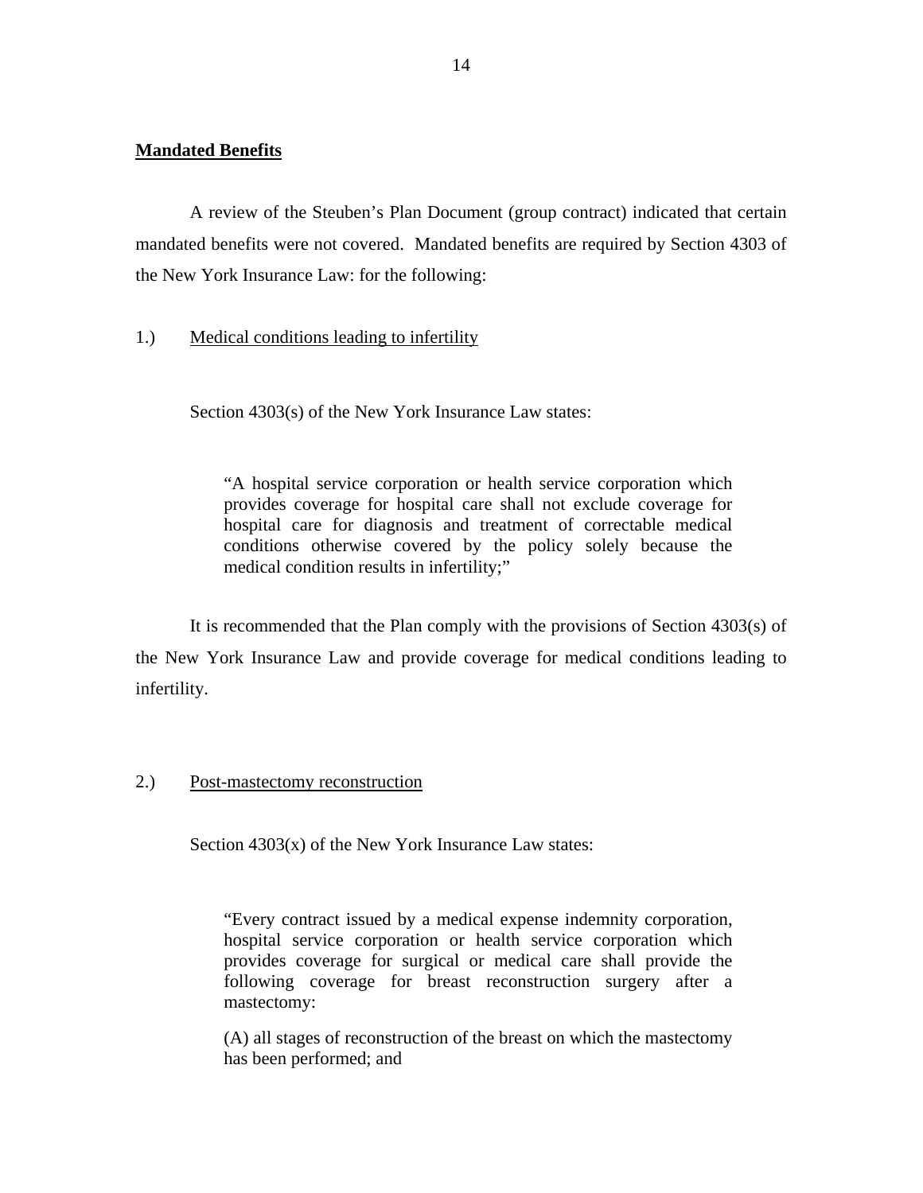**Mandated Benefits**

A review of the Steuben's Plan Document (group contract) indicated that certain mandated benefits were not covered. Mandated benefits are required by Section 4303 of the New York Insurance Law: for the following:

1.) Medical conditions leading to infertility

Section 4303(s) of the New York Insurance Law states:

> "A hospital service corporation or health service corporation which provides coverage for hospital care shall not exclude coverage for hospital care for diagnosis and treatment of correctable medical conditions otherwise covered by the policy solely because the medical condition results in infertility;"

It is recommended that the Plan comply with the provisions of Section 4303(s) of the New York Insurance Law and provide coverage for medical conditions leading to infertility.

2.) Post-mastectomy reconstruction

Section 4303(x) of the New York Insurance Law states:

> "Every contract issued by a medical expense indemnity corporation, hospital service corporation or health service corporation which provides coverage for surgical or medical care shall provide the following coverage for breast reconstruction surgery after a mastectomy:
>
> (A) all stages of reconstruction of the breast on which the mastectomy has been performed; and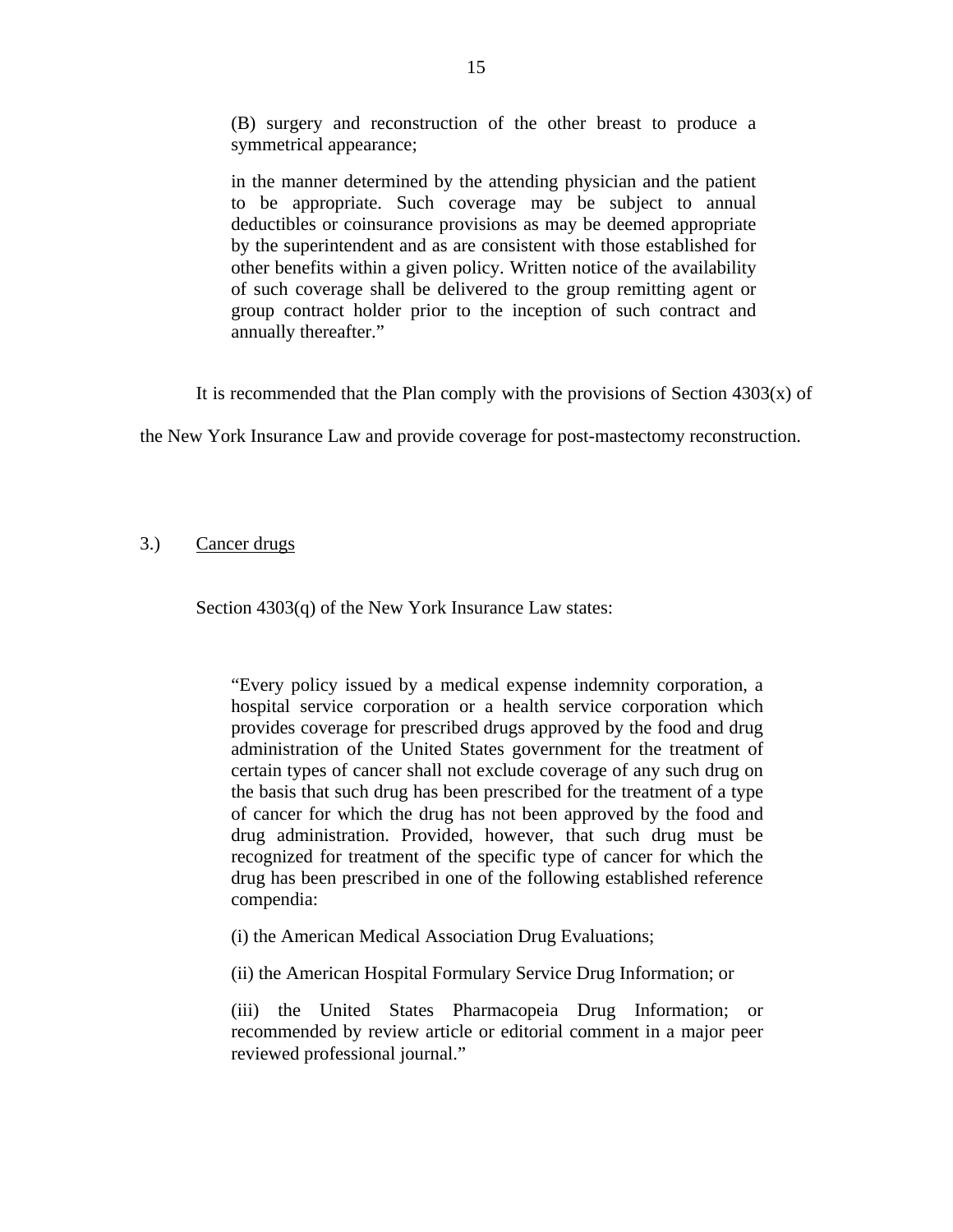> (B) surgery and reconstruction of the other breast to produce a symmetrical appearance;
>
> in the manner determined by the attending physician and the patient to be appropriate. Such coverage may be subject to annual deductibles or coinsurance provisions as may be deemed appropriate by the superintendent and as are consistent with those established for other benefits within a given policy. Written notice of the availability of such coverage shall be delivered to the group remitting agent or group contract holder prior to the inception of such contract and annually thereafter."

It is recommended that the Plan comply with the provisions of Section 4303(x) of the New York Insurance Law and provide coverage for post-mastectomy reconstruction.

3.) Cancer drugs

Section 4303(q) of the New York Insurance Law states:

> "Every policy issued by a medical expense indemnity corporation, a hospital service corporation or a health service corporation which provides coverage for prescribed drugs approved by the food and drug administration of the United States government for the treatment of certain types of cancer shall not exclude coverage of any such drug on the basis that such drug has been prescribed for the treatment of a type of cancer for which the drug has not been approved by the food and drug administration. Provided, however, that such drug must be recognized for treatment of the specific type of cancer for which the drug has been prescribed in one of the following established reference compendia:
>
> (i) the American Medical Association Drug Evaluations;
>
> (ii) the American Hospital Formulary Service Drug Information; or
>
> (iii) the United States Pharmacopeia Drug Information; or recommended by review article or editorial comment in a major peer reviewed professional journal."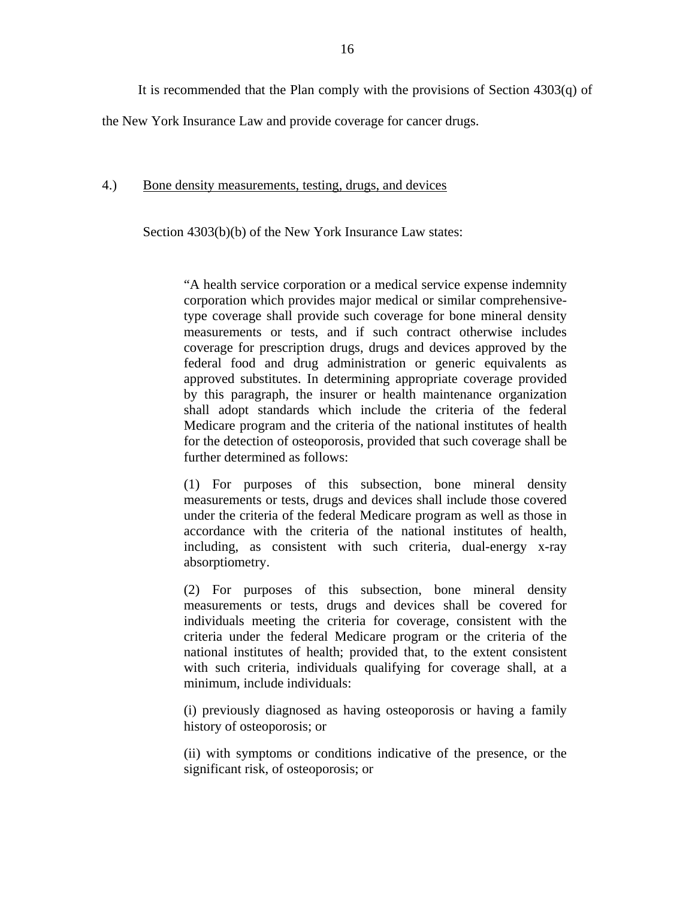It is recommended that the Plan comply with the provisions of Section 4303(q) of the New York Insurance Law and provide coverage for cancer drugs.

4.) <u>Bone density measurements, testing, drugs, and devices</u>

Section 4303(b)(b) of the New York Insurance Law states:

> "A health service corporation or a medical service expense indemnity corporation which provides major medical or similar comprehensive-type coverage shall provide such coverage for bone mineral density measurements or tests, and if such contract otherwise includes coverage for prescription drugs, drugs and devices approved by the federal food and drug administration or generic equivalents as approved substitutes. In determining appropriate coverage provided by this paragraph, the insurer or health maintenance organization shall adopt standards which include the criteria of the federal Medicare program and the criteria of the national institutes of health for the detection of osteoporosis, provided that such coverage shall be further determined as follows:
>
> (1) For purposes of this subsection, bone mineral density measurements or tests, drugs and devices shall include those covered under the criteria of the federal Medicare program as well as those in accordance with the criteria of the national institutes of health, including, as consistent with such criteria, dual-energy x-ray absorptiometry.
>
> (2) For purposes of this subsection, bone mineral density measurements or tests, drugs and devices shall be covered for individuals meeting the criteria for coverage, consistent with the criteria under the federal Medicare program or the criteria of the national institutes of health; provided that, to the extent consistent with such criteria, individuals qualifying for coverage shall, at a minimum, include individuals:
>
> (i) previously diagnosed as having osteoporosis or having a family history of osteoporosis; or
>
> (ii) with symptoms or conditions indicative of the presence, or the significant risk, of osteoporosis; or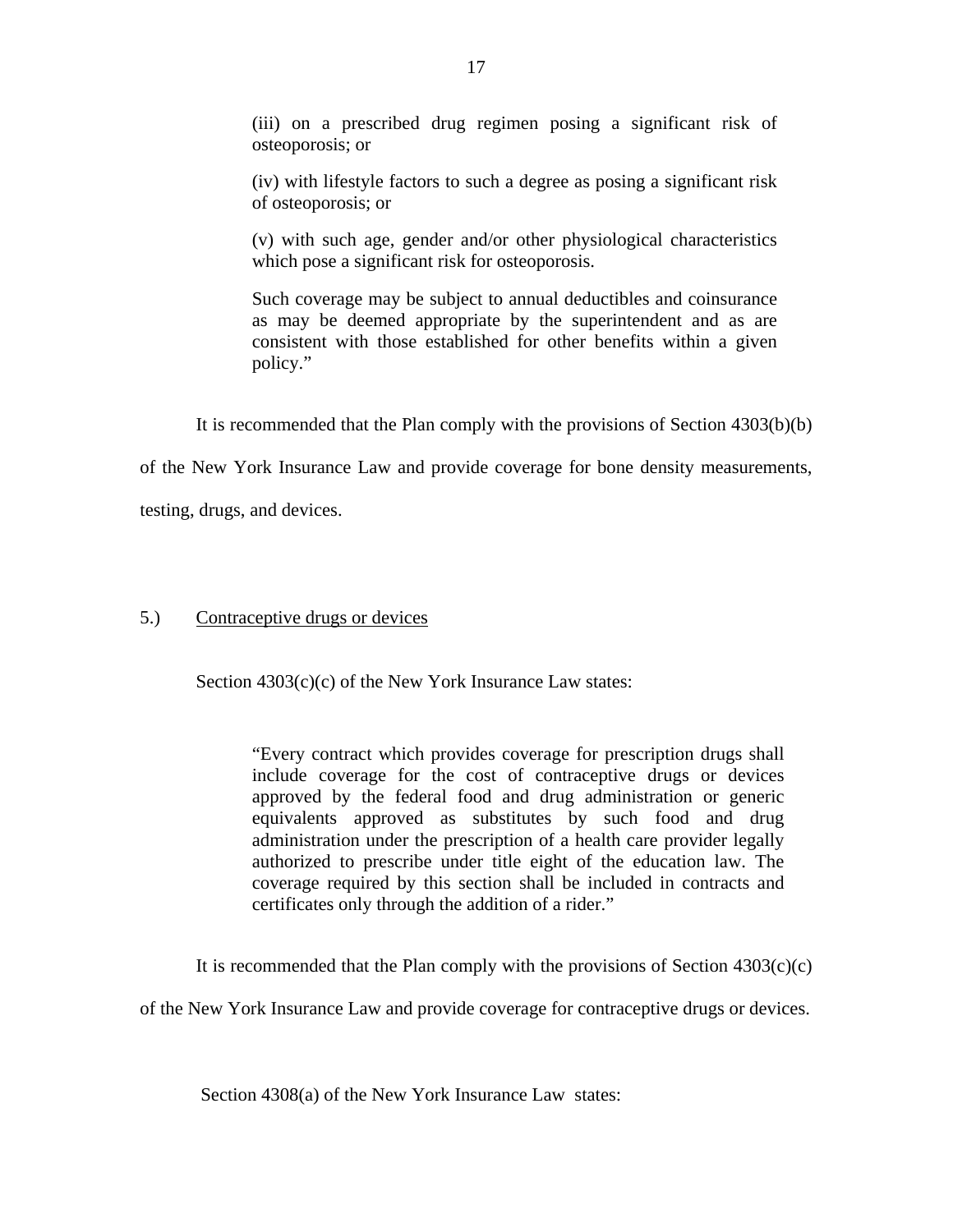(iii) on a prescribed drug regimen posing a significant risk of osteoporosis; or

(iv) with lifestyle factors to such a degree as posing a significant risk of osteoporosis; or

(v) with such age, gender and/or other physiological characteristics which pose a significant risk for osteoporosis.

Such coverage may be subject to annual deductibles and coinsurance as may be deemed appropriate by the superintendent and as are consistent with those established for other benefits within a given policy."

It is recommended that the Plan comply with the provisions of Section 4303(b)(b) of the New York Insurance Law and provide coverage for bone density measurements, testing, drugs, and devices.

5.) Contraceptive drugs or devices

Section 4303(c)(c) of the New York Insurance Law states:

> "Every contract which provides coverage for prescription drugs shall include coverage for the cost of contraceptive drugs or devices approved by the federal food and drug administration or generic equivalents approved as substitutes by such food and drug administration under the prescription of a health care provider legally authorized to prescribe under title eight of the education law. The coverage required by this section shall be included in contracts and certificates only through the addition of a rider."

It is recommended that the Plan comply with the provisions of Section 4303(c)(c) of the New York Insurance Law and provide coverage for contraceptive drugs or devices.

Section 4308(a) of the New York Insurance Law states: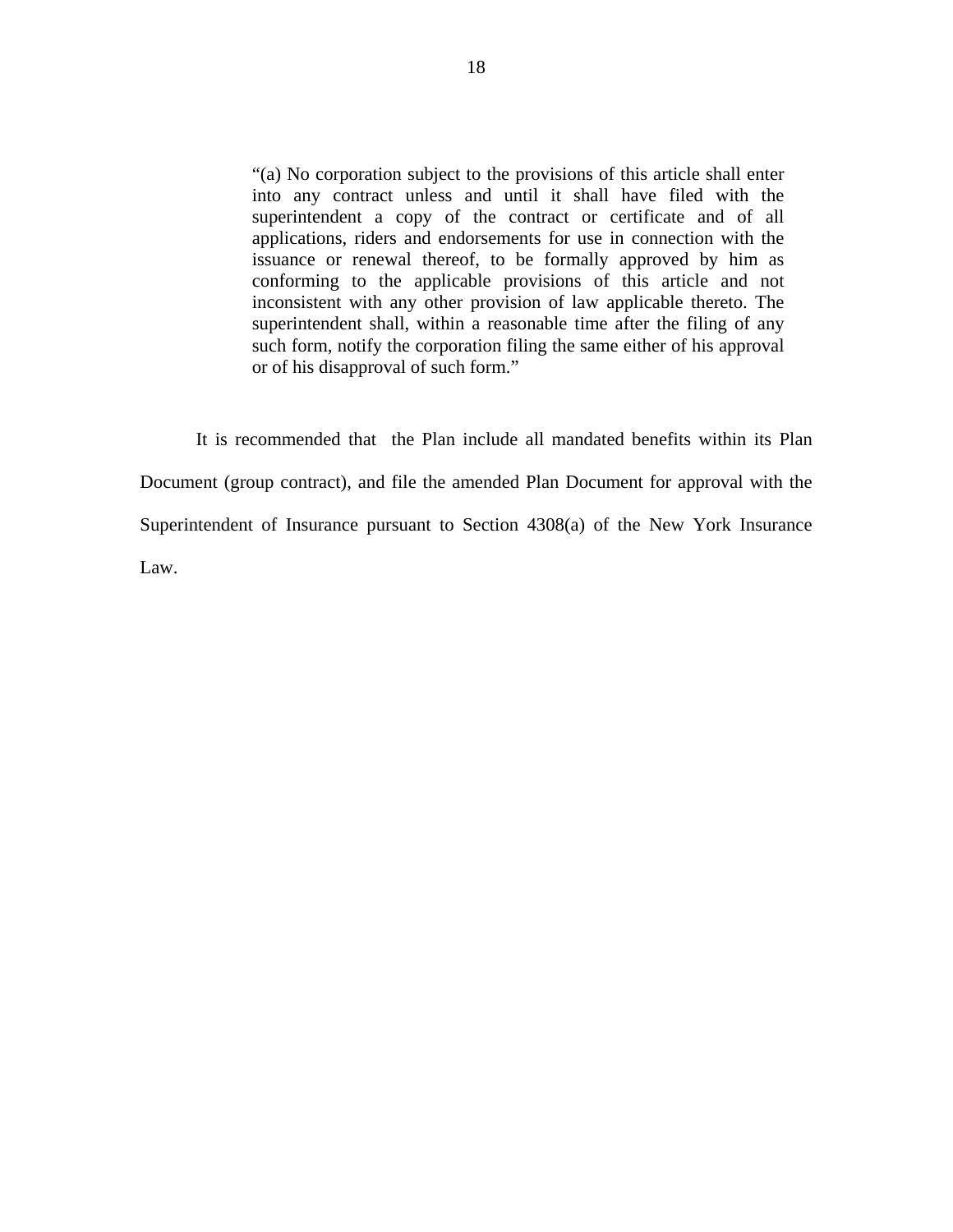> "(a) No corporation subject to the provisions of this article shall enter into any contract unless and until it shall have filed with the superintendent a copy of the contract or certificate and of all applications, riders and endorsements for use in connection with the issuance or renewal thereof, to be formally approved by him as conforming to the applicable provisions of this article and not inconsistent with any other provision of law applicable thereto. The superintendent shall, within a reasonable time after the filing of any such form, notify the corporation filing the same either of his approval or of his disapproval of such form."

It is recommended that the Plan include all mandated benefits within its Plan Document (group contract), and file the amended Plan Document for approval with the Superintendent of Insurance pursuant to Section 4308(a) of the New York Insurance Law.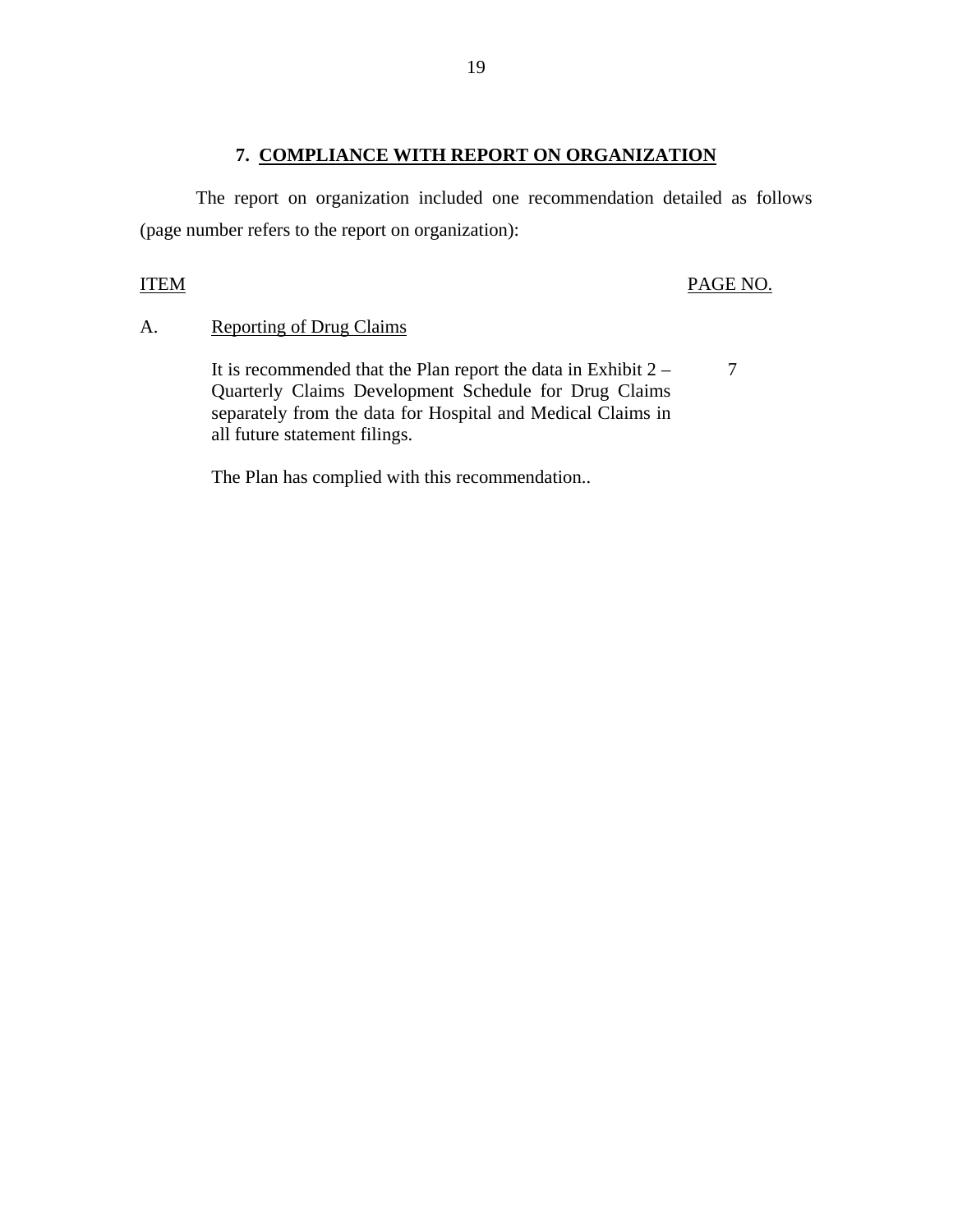## 7. COMPLIANCE WITH REPORT ON ORGANIZATION

The report on organization included one recommendation detailed as follows (page number refers to the report on organization):

| ITEM | | PAGE NO. |
|---|---|---|
| A. | Reporting of Drug Claims | |
| | It is recommended that the Plan report the data in Exhibit 2 – Quarterly Claims Development Schedule for Drug Claims separately from the data for Hospital and Medical Claims in all future statement filings. | 7 |
| | The Plan has complied with this recommendation.. | |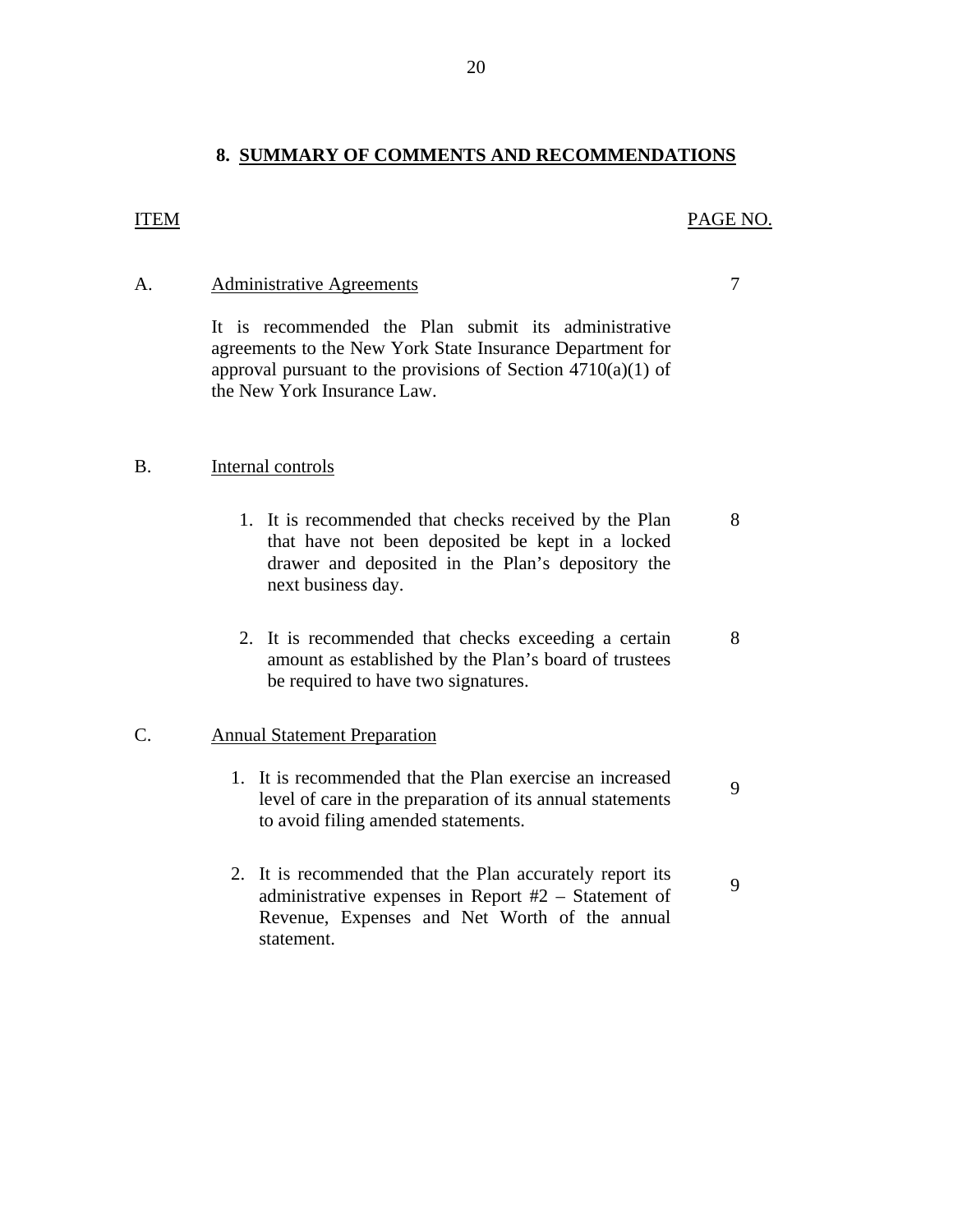## 8. SUMMARY OF COMMENTS AND RECOMMENDATIONS

| ITEM | | PAGE NO. |
|---|---|---|
| A. | Administrative Agreements | 7 |
| | It is recommended the Plan submit its administrative agreements to the New York State Insurance Department for approval pursuant to the provisions of Section 4710(a)(1) of the New York Insurance Law. | |
| B. | Internal controls | |
| | 1. It is recommended that checks received by the Plan that have not been deposited be kept in a locked drawer and deposited in the Plan's depository the next business day. | 8 |
| | 2. It is recommended that checks exceeding a certain amount as established by the Plan's board of trustees be required to have two signatures. | 8 |
| C. | Annual Statement Preparation | |
| | 1. It is recommended that the Plan exercise an increased level of care in the preparation of its annual statements to avoid filing amended statements. | 9 |
| | 2. It is recommended that the Plan accurately report its administrative expenses in Report #2 – Statement of Revenue, Expenses and Net Worth of the annual statement. | 9 |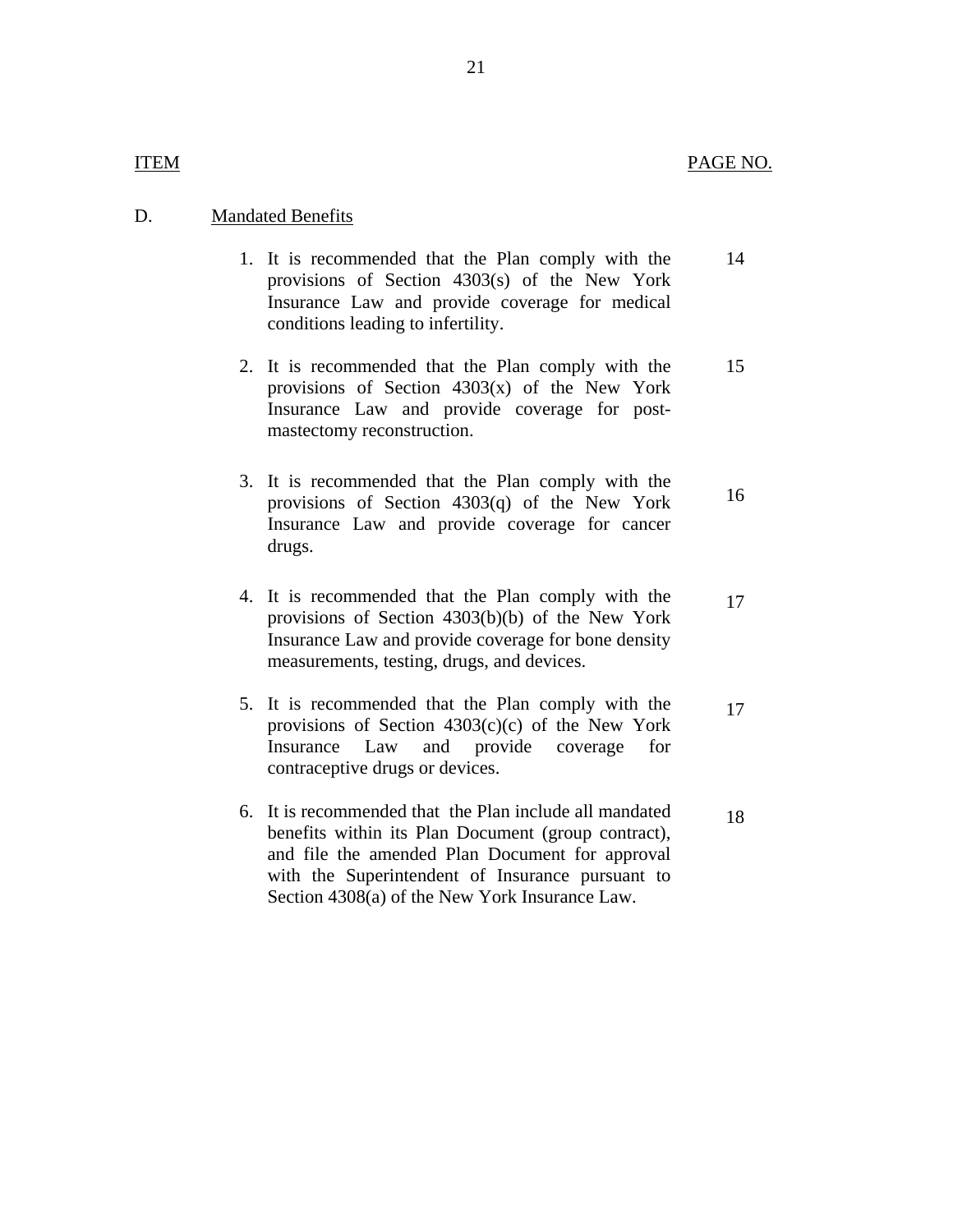| ITEM | | PAGE NO. |
|---|---|---|
| D. | Mandated Benefits | |
| | 1. It is recommended that the Plan comply with the provisions of Section 4303(s) of the New York Insurance Law and provide coverage for medical conditions leading to infertility. | 14 |
| | 2. It is recommended that the Plan comply with the provisions of Section 4303(x) of the New York Insurance Law and provide coverage for post-mastectomy reconstruction. | 15 |
| | 3. It is recommended that the Plan comply with the provisions of Section 4303(q) of the New York Insurance Law and provide coverage for cancer drugs. | 16 |
| | 4. It is recommended that the Plan comply with the provisions of Section 4303(b)(b) of the New York Insurance Law and provide coverage for bone density measurements, testing, drugs, and devices. | 17 |
| | 5. It is recommended that the Plan comply with the provisions of Section 4303(c)(c) of the New York Insurance Law and provide coverage for contraceptive drugs or devices. | 17 |
| | 6. It is recommended that the Plan include all mandated benefits within its Plan Document (group contract), and file the amended Plan Document for approval with the Superintendent of Insurance pursuant to Section 4308(a) of the New York Insurance Law. | 18 |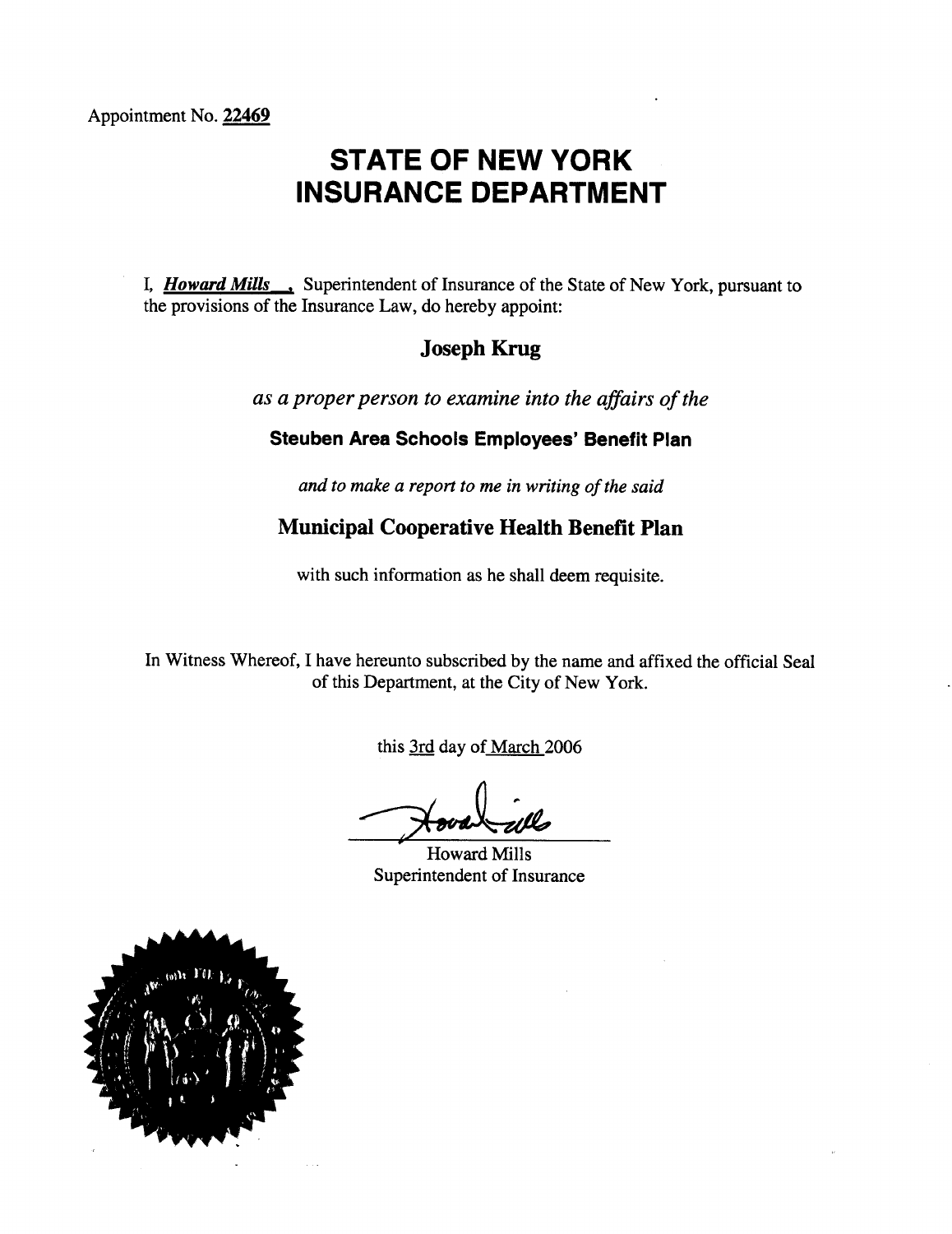Appointment No. 22469

# STATE OF NEW YORK
# INSURANCE DEPARTMENT

I, ***Howard Mills*** , Superintendent of Insurance of the State of New York, pursuant to the provisions of the Insurance Law, do hereby appoint:

**Joseph Krug**

*as a proper person to examine into the affairs of the*

**Steuben Area Schools Employees' Benefit Plan**

*and to make a report to me in writing of the said*

**Municipal Cooperative Health Benefit Plan**

with such information as he shall deem requisite.

In Witness Whereof, I have hereunto subscribed by the name and affixed the official Seal of this Department, at the City of New York.

this 3rd day of March 2006

Howard Mills
Superintendent of Insurance